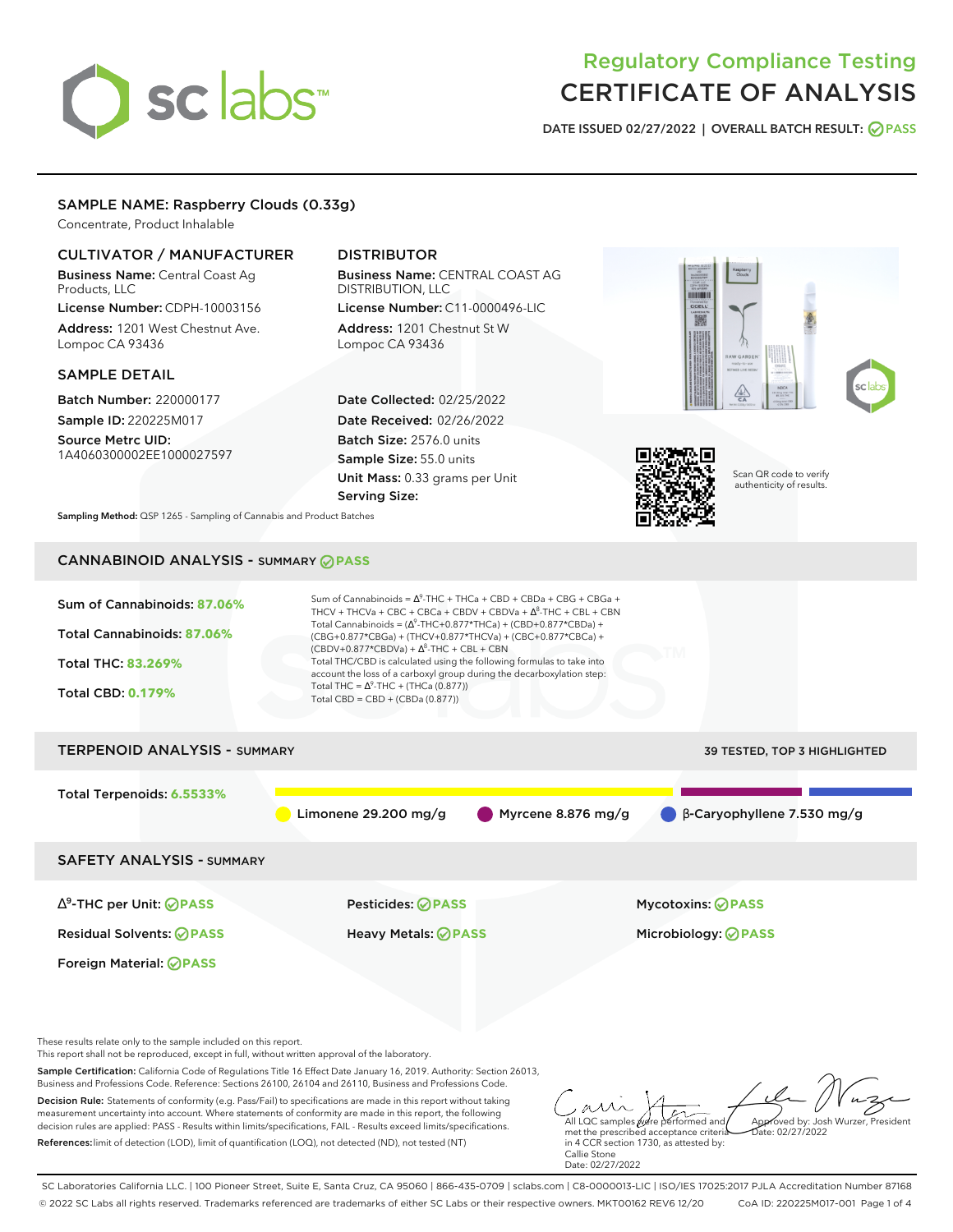# Regulatory Compliance Testing
# CERTIFICATE OF ANALYSIS

DATE ISSUED 02/27/2022 | OVERALL BATCH RESULT: PASS

## SAMPLE NAME: Raspberry Clouds (0.33g)

Concentrate, Product Inhalable

### CULTIVATOR / MANUFACTURER

**Business Name:** Central Coast Ag Products, LLC
**License Number:** CDPH-10003156
**Address:** 1201 West Chestnut Ave. Lompoc CA 93436

### DISTRIBUTOR

**Business Name:** CENTRAL COAST AG DISTRIBUTION, LLC
**License Number:** C11-0000496-LIC
**Address:** 1201 Chestnut St W Lompoc CA 93436

### SAMPLE DETAIL

**Batch Number:** 220000177
**Sample ID:** 220225M017
**Source Metrc UID:** 1A4060300002EE1000027597

**Date Collected:** 02/25/2022
**Date Received:** 02/26/2022
**Batch Size:** 2576.0 units
**Sample Size:** 55.0 units
**Unit Mass:** 0.33 grams per Unit
**Serving Size:**

Scan QR code to verify authenticity of results.

**Sampling Method:** QSP 1265 - Sampling of Cannabis and Product Batches

## CANNABINOID ANALYSIS - SUMMARY PASS

Sum of Cannabinoids: **87.06%**

Total Cannabinoids: **87.06%**

Total THC: **83.269%**

Total CBD: **0.179%**

Sum of Cannabinoids = $\Delta^9$-THC + THCa + CBD + CBDa + CBG + CBGa + THCV + THCVa + CBC + CBCa + CBDV + CBDVa + $\Delta^8$-THC + CBL + CBN
Total Cannabinoids = ($\Delta^9$-THC+0.877*THCa) + (CBD+0.877*CBDa) + (CBG+0.877*CBGa) + (THCV+0.877*THCVa) + (CBC+0.877*CBCa) + (CBDV+0.877*CBDVa) + $\Delta^8$-THC + CBL + CBN
Total THC/CBD is calculated using the following formulas to take into account the loss of a carboxyl group during the decarboxylation step:
Total THC = $\Delta^9$-THC + (THCa (0.877))
Total CBD = CBD + (CBDa (0.877))

## TERPENOID ANALYSIS - SUMMARY

39 TESTED, TOP 3 HIGHLIGHTED

Total Terpenoids: **6.5533%**

Limonene 29.200 mg/g | Myrcene 8.876 mg/g | β-Caryophyllene 7.530 mg/g

## SAFETY ANALYSIS - SUMMARY

| | | |
|---|---|---|
| $\Delta^9$-THC per Unit: PASS | Pesticides: PASS | Mycotoxins: PASS |
| Residual Solvents: PASS | Heavy Metals: PASS | Microbiology: PASS |
| Foreign Material: PASS | | |

These results relate only to the sample included on this report.
This report shall not be reproduced, except in full, without written approval of the laboratory.

**Sample Certification:** California Code of Regulations Title 16 Effect Date January 16, 2019. Authority: Section 26013, Business and Professions Code. Reference: Sections 26100, 26104 and 26110, Business and Professions Code.

**Decision Rule:** Statements of conformity (e.g. Pass/Fail) to specifications are made in this report without taking measurement uncertainty into account. Where statements of conformity are made in this report, the following decision rules are applied: PASS - Results within limits/specifications, FAIL - Results exceed limits/specifications.

**References:** limit of detection (LOD), limit of quantification (LOQ), not detected (ND), not tested (NT)

All LQC samples were performed and met the prescribed acceptance criteria in 4 CCR section 1730, as attested by: Callie Stone
Date: 02/27/2022

Approved by: Josh Wurzer, President
Date: 02/27/2022

SC Laboratories California LLC. | 100 Pioneer Street, Suite E, Santa Cruz, CA 95060 | 866-435-0709 | sclabs.com | C8-0000013-LIC | ISO/IES 17025:2017 PJLA Accreditation Number 87168
© 2022 SC Labs all rights reserved. Trademarks referenced are trademarks of either SC Labs or their respective owners. MKT00162 REV6 12/20 CoA ID: 220225M017-001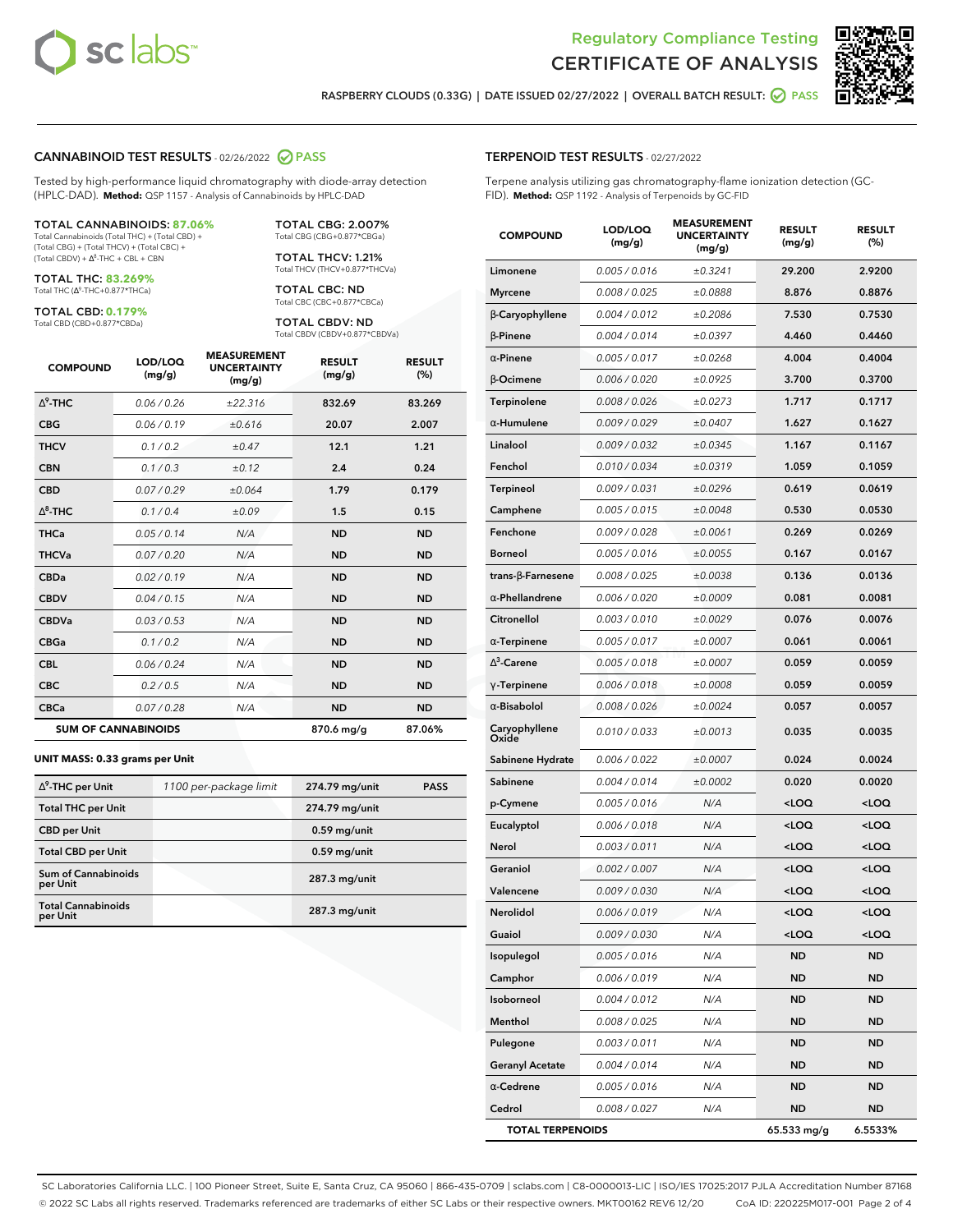# Regulatory Compliance Testing
# CERTIFICATE OF ANALYSIS

RASPBERRY CLOUDS (0.33G) | DATE ISSUED 02/27/2022 | OVERALL BATCH RESULT: PASS

## CANNABINOID TEST RESULTS - 02/26/2022 PASS

Tested by high-performance liquid chromatography with diode-array detection (HPLC-DAD). **Method:** QSP 1157 - Analysis of Cannabinoids by HPLC-DAD

**TOTAL CANNABINOIDS: 87.06%**
Total Cannabinoids (Total THC) + (Total CBD) + (Total CBG) + (Total THCV) + (Total CBC) + (Total CBDV) + $\Delta^8$-THC + CBL + CBN

**TOTAL THC: 83.269%**
Total THC ($\Delta^9$-THC+0.877*THCa)

**TOTAL CBD: 0.179%**
Total CBD (CBD+0.877*CBDa)

**TOTAL CBG: 2.007%**
Total CBG (CBG+0.877*CBGa)

**TOTAL THCV: 1.21%**
Total THCV (THCV+0.877*THCVa)

**TOTAL CBC: ND**
Total CBC (CBC+0.877*CBCa)

**TOTAL CBDV: ND**
Total CBDV (CBDV+0.877*CBDVa)

| COMPOUND | LOD/LOQ (mg/g) | MEASUREMENT UNCERTAINTY (mg/g) | RESULT (mg/g) | RESULT (%) |
|---|---|---|---|---|
| $\Delta^9$-THC | 0.06 / 0.26 | ±22.316 | 832.69 | 83.269 |
| CBG | 0.06 / 0.19 | ±0.616 | 20.07 | 2.007 |
| THCV | 0.1 / 0.2 | ±0.47 | 12.1 | 1.21 |
| CBN | 0.1 / 0.3 | ±0.12 | 2.4 | 0.24 |
| CBD | 0.07 / 0.29 | ±0.064 | 1.79 | 0.179 |
| $\Delta^8$-THC | 0.1 / 0.4 | ±0.09 | 1.5 | 0.15 |
| THCa | 0.05 / 0.14 | N/A | ND | ND |
| THCVa | 0.07 / 0.20 | N/A | ND | ND |
| CBDa | 0.02 / 0.19 | N/A | ND | ND |
| CBDV | 0.04 / 0.15 | N/A | ND | ND |
| CBDVa | 0.03 / 0.53 | N/A | ND | ND |
| CBGa | 0.1 / 0.2 | N/A | ND | ND |
| CBL | 0.06 / 0.24 | N/A | ND | ND |
| CBC | 0.2 / 0.5 | N/A | ND | ND |
| CBCa | 0.07 / 0.28 | N/A | ND | ND |
| **SUM OF CANNABINOIDS** | | | 870.6 mg/g | 87.06% |

**UNIT MASS: 0.33 grams per Unit**

| | | | |
|---|---|---|---|
| $\Delta^9$-THC per Unit | 1100 per-package limit | 274.79 mg/unit | PASS |
| Total THC per Unit | | 274.79 mg/unit | |
| CBD per Unit | | 0.59 mg/unit | |
| Total CBD per Unit | | 0.59 mg/unit | |
| Sum of Cannabinoids per Unit | | 287.3 mg/unit | |
| Total Cannabinoids per Unit | | 287.3 mg/unit | |

## TERPENOID TEST RESULTS - 02/27/2022

Terpene analysis utilizing gas chromatography-flame ionization detection (GC-FID). **Method:** QSP 1192 - Analysis of Terpenoids by GC-FID

| COMPOUND | LOD/LOQ (mg/g) | MEASUREMENT UNCERTAINTY (mg/g) | RESULT (mg/g) | RESULT (%) |
|---|---|---|---|---|
| Limonene | 0.005 / 0.016 | ±0.3241 | 29.200 | 2.9200 |
| Myrcene | 0.008 / 0.025 | ±0.0888 | 8.876 | 0.8876 |
| β-Caryophyllene | 0.004 / 0.012 | ±0.2086 | 7.530 | 0.7530 |
| β-Pinene | 0.004 / 0.014 | ±0.0397 | 4.460 | 0.4460 |
| α-Pinene | 0.005 / 0.017 | ±0.0268 | 4.004 | 0.4004 |
| β-Ocimene | 0.006 / 0.020 | ±0.0925 | 3.700 | 0.3700 |
| Terpinolene | 0.008 / 0.026 | ±0.0273 | 1.717 | 0.1717 |
| α-Humulene | 0.009 / 0.029 | ±0.0407 | 1.627 | 0.1627 |
| Linalool | 0.009 / 0.032 | ±0.0345 | 1.167 | 0.1167 |
| Fenchol | 0.010 / 0.034 | ±0.0319 | 1.059 | 0.1059 |
| Terpineol | 0.009 / 0.031 | ±0.0296 | 0.619 | 0.0619 |
| Camphene | 0.005 / 0.015 | ±0.0048 | 0.530 | 0.0530 |
| Fenchone | 0.009 / 0.028 | ±0.0061 | 0.269 | 0.0269 |
| Borneol | 0.005 / 0.016 | ±0.0055 | 0.167 | 0.0167 |
| trans-β-Farnesene | 0.008 / 0.025 | ±0.0038 | 0.136 | 0.0136 |
| α-Phellandrene | 0.006 / 0.020 | ±0.0009 | 0.081 | 0.0081 |
| Citronellol | 0.003 / 0.010 | ±0.0029 | 0.076 | 0.0076 |
| α-Terpinene | 0.005 / 0.017 | ±0.0007 | 0.061 | 0.0061 |
| $\Delta^3$-Carene | 0.005 / 0.018 | ±0.0007 | 0.059 | 0.0059 |
| γ-Terpinene | 0.006 / 0.018 | ±0.0008 | 0.059 | 0.0059 |
| α-Bisabolol | 0.008 / 0.026 | ±0.0024 | 0.057 | 0.0057 |
| Caryophyllene Oxide | 0.010 / 0.033 | ±0.0013 | 0.035 | 0.0035 |
| Sabinene Hydrate | 0.006 / 0.022 | ±0.0007 | 0.024 | 0.0024 |
| Sabinene | 0.004 / 0.014 | ±0.0002 | 0.020 | 0.0020 |
| p-Cymene | 0.005 / 0.016 | N/A | <LOQ | <LOQ |
| Eucalyptol | 0.006 / 0.018 | N/A | <LOQ | <LOQ |
| Nerol | 0.003 / 0.011 | N/A | <LOQ | <LOQ |
| Geraniol | 0.002 / 0.007 | N/A | <LOQ | <LOQ |
| Valencene | 0.009 / 0.030 | N/A | <LOQ | <LOQ |
| Nerolidol | 0.006 / 0.019 | N/A | <LOQ | <LOQ |
| Guaiol | 0.009 / 0.030 | N/A | <LOQ | <LOQ |
| Isopulegol | 0.005 / 0.016 | N/A | ND | ND |
| Camphor | 0.006 / 0.019 | N/A | ND | ND |
| Isoborneol | 0.004 / 0.012 | N/A | ND | ND |
| Menthol | 0.008 / 0.025 | N/A | ND | ND |
| Pulegone | 0.003 / 0.011 | N/A | ND | ND |
| Geranyl Acetate | 0.004 / 0.014 | N/A | ND | ND |
| α-Cedrene | 0.005 / 0.016 | N/A | ND | ND |
| Cedrol | 0.008 / 0.027 | N/A | ND | ND |
| **TOTAL TERPENOIDS** | | | 65.533 mg/g | 6.5533% |

SC Laboratories California LLC. | 100 Pioneer Street, Suite E, Santa Cruz, CA 95060 | 866-435-0709 | sclabs.com | C8-0000013-LIC | ISO/IES 17025:2017 PJLA Accreditation Number 87168
© 2022 SC Labs all rights reserved. Trademarks referenced are trademarks of either SC Labs or their respective owners. MKT00162 REV6 12/20 CoA ID: 220225M017-001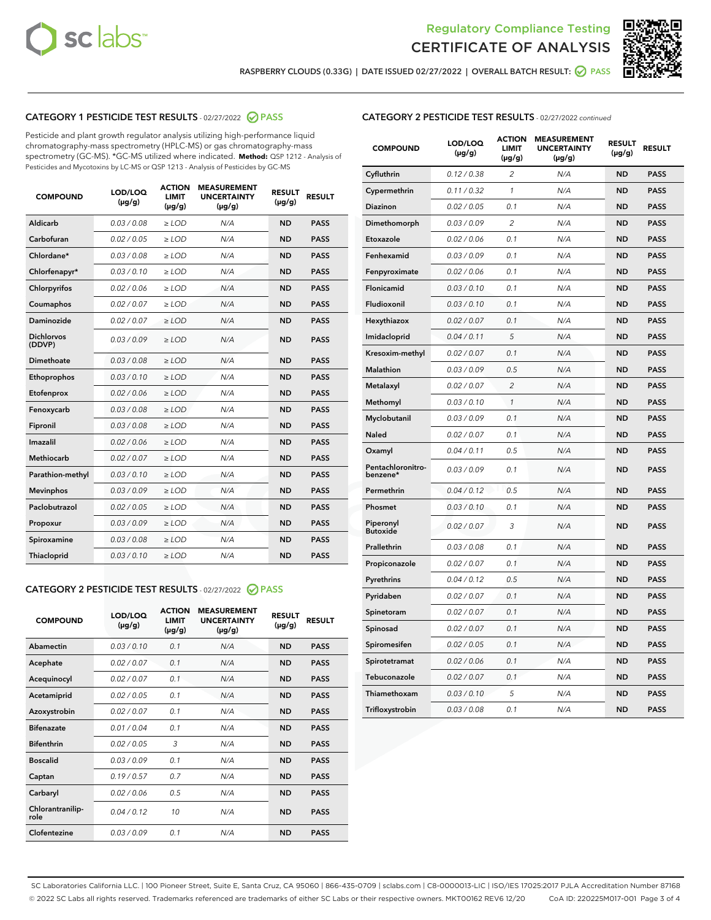# Regulatory Compliance Testing
# CERTIFICATE OF ANALYSIS

RASPBERRY CLOUDS (0.33G) | DATE ISSUED 02/27/2022 | OVERALL BATCH RESULT: PASS

## CATEGORY 1 PESTICIDE TEST RESULTS - 02/27/2022 PASS

Pesticide and plant growth regulator analysis utilizing high-performance liquid chromatography-mass spectrometry (HPLC-MS) or gas chromatography-mass spectrometry (GC-MS). *GC-MS utilized where indicated. **Method:** QSP 1212 - Analysis of Pesticides and Mycotoxins by LC-MS or QSP 1213 - Analysis of Pesticides by GC-MS

| COMPOUND | LOD/LOQ (µg/g) | ACTION LIMIT (µg/g) | MEASUREMENT UNCERTAINTY (µg/g) | RESULT (µg/g) | RESULT |
|---|---|---|---|---|---|
| Aldicarb | 0.03 / 0.08 | ≥ LOD | N/A | ND | PASS |
| Carbofuran | 0.02 / 0.05 | ≥ LOD | N/A | ND | PASS |
| Chlordane* | 0.03 / 0.08 | ≥ LOD | N/A | ND | PASS |
| Chlorfenapyr* | 0.03 / 0.10 | ≥ LOD | N/A | ND | PASS |
| Chlorpyrifos | 0.02 / 0.06 | ≥ LOD | N/A | ND | PASS |
| Coumaphos | 0.02 / 0.07 | ≥ LOD | N/A | ND | PASS |
| Daminozide | 0.02 / 0.07 | ≥ LOD | N/A | ND | PASS |
| Dichlorvos (DDVP) | 0.03 / 0.09 | ≥ LOD | N/A | ND | PASS |
| Dimethoate | 0.03 / 0.08 | ≥ LOD | N/A | ND | PASS |
| Ethoprophos | 0.03 / 0.10 | ≥ LOD | N/A | ND | PASS |
| Etofenprox | 0.02 / 0.06 | ≥ LOD | N/A | ND | PASS |
| Fenoxycarb | 0.03 / 0.08 | ≥ LOD | N/A | ND | PASS |
| Fipronil | 0.03 / 0.08 | ≥ LOD | N/A | ND | PASS |
| Imazalil | 0.02 / 0.06 | ≥ LOD | N/A | ND | PASS |
| Methiocarb | 0.02 / 0.07 | ≥ LOD | N/A | ND | PASS |
| Parathion-methyl | 0.03 / 0.10 | ≥ LOD | N/A | ND | PASS |
| Mevinphos | 0.03 / 0.09 | ≥ LOD | N/A | ND | PASS |
| Paclobutrazol | 0.02 / 0.05 | ≥ LOD | N/A | ND | PASS |
| Propoxur | 0.03 / 0.09 | ≥ LOD | N/A | ND | PASS |
| Spiroxamine | 0.03 / 0.08 | ≥ LOD | N/A | ND | PASS |
| Thiacloprid | 0.03 / 0.10 | ≥ LOD | N/A | ND | PASS |

## CATEGORY 2 PESTICIDE TEST RESULTS - 02/27/2022 PASS

| COMPOUND | LOD/LOQ (µg/g) | ACTION LIMIT (µg/g) | MEASUREMENT UNCERTAINTY (µg/g) | RESULT (µg/g) | RESULT |
|---|---|---|---|---|---|
| Abamectin | 0.03 / 0.10 | 0.1 | N/A | ND | PASS |
| Acephate | 0.02 / 0.07 | 0.1 | N/A | ND | PASS |
| Acequinocyl | 0.02 / 0.07 | 0.1 | N/A | ND | PASS |
| Acetamiprid | 0.02 / 0.05 | 0.1 | N/A | ND | PASS |
| Azoxystrobin | 0.02 / 0.07 | 0.1 | N/A | ND | PASS |
| Bifenazate | 0.01 / 0.04 | 0.1 | N/A | ND | PASS |
| Bifenthrin | 0.02 / 0.05 | 3 | N/A | ND | PASS |
| Boscalid | 0.03 / 0.09 | 0.1 | N/A | ND | PASS |
| Captan | 0.19 / 0.57 | 0.7 | N/A | ND | PASS |
| Carbaryl | 0.02 / 0.06 | 0.5 | N/A | ND | PASS |
| Chlorantraniliprole | 0.04 / 0.12 | 10 | N/A | ND | PASS |
| Clofentezine | 0.03 / 0.09 | 0.1 | N/A | ND | PASS |
| Cyfluthrin | 0.12 / 0.38 | 2 | N/A | ND | PASS |
| Cypermethrin | 0.11 / 0.32 | 1 | N/A | ND | PASS |
| Diazinon | 0.02 / 0.05 | 0.1 | N/A | ND | PASS |
| Dimethomorph | 0.03 / 0.09 | 2 | N/A | ND | PASS |
| Etoxazole | 0.02 / 0.06 | 0.1 | N/A | ND | PASS |
| Fenhexamid | 0.03 / 0.09 | 0.1 | N/A | ND | PASS |
| Fenpyroximate | 0.02 / 0.06 | 0.1 | N/A | ND | PASS |
| Flonicamid | 0.03 / 0.10 | 0.1 | N/A | ND | PASS |
| Fludioxonil | 0.03 / 0.10 | 0.1 | N/A | ND | PASS |
| Hexythiazox | 0.02 / 0.07 | 0.1 | N/A | ND | PASS |
| Imidacloprid | 0.04 / 0.11 | 5 | N/A | ND | PASS |
| Kresoxim-methyl | 0.02 / 0.07 | 0.1 | N/A | ND | PASS |
| Malathion | 0.03 / 0.09 | 0.5 | N/A | ND | PASS |
| Metalaxyl | 0.02 / 0.07 | 2 | N/A | ND | PASS |
| Methomyl | 0.03 / 0.10 | 1 | N/A | ND | PASS |
| Myclobutanil | 0.03 / 0.09 | 0.1 | N/A | ND | PASS |
| Naled | 0.02 / 0.07 | 0.1 | N/A | ND | PASS |
| Oxamyl | 0.04 / 0.11 | 0.5 | N/A | ND | PASS |
| Pentachloronitrobenzene* | 0.03 / 0.09 | 0.1 | N/A | ND | PASS |
| Permethrin | 0.04 / 0.12 | 0.5 | N/A | ND | PASS |
| Phosmet | 0.03 / 0.10 | 0.1 | N/A | ND | PASS |
| Piperonyl Butoxide | 0.02 / 0.07 | 3 | N/A | ND | PASS |
| Prallethrin | 0.03 / 0.08 | 0.1 | N/A | ND | PASS |
| Propiconazole | 0.02 / 0.07 | 0.1 | N/A | ND | PASS |
| Pyrethrins | 0.04 / 0.12 | 0.5 | N/A | ND | PASS |
| Pyridaben | 0.02 / 0.07 | 0.1 | N/A | ND | PASS |
| Spinetoram | 0.02 / 0.07 | 0.1 | N/A | ND | PASS |
| Spinosad | 0.02 / 0.07 | 0.1 | N/A | ND | PASS |
| Spiromesifen | 0.02 / 0.05 | 0.1 | N/A | ND | PASS |
| Spirotetramat | 0.02 / 0.06 | 0.1 | N/A | ND | PASS |
| Tebuconazole | 0.02 / 0.07 | 0.1 | N/A | ND | PASS |
| Thiamethoxam | 0.03 / 0.10 | 5 | N/A | ND | PASS |
| Trifloxystrobin | 0.03 / 0.08 | 0.1 | N/A | ND | PASS |

SC Laboratories California LLC. | 100 Pioneer Street, Suite E, Santa Cruz, CA 95060 | 866-435-0709 | sclabs.com | C8-0000013-LIC | ISO/IES 17025:2017 PJLA Accreditation Number 87168
© 2022 SC Labs all rights reserved. Trademarks referenced are trademarks of either SC Labs or their respective owners. MKT00162 REV6 12/20 CoA ID: 220225M017-001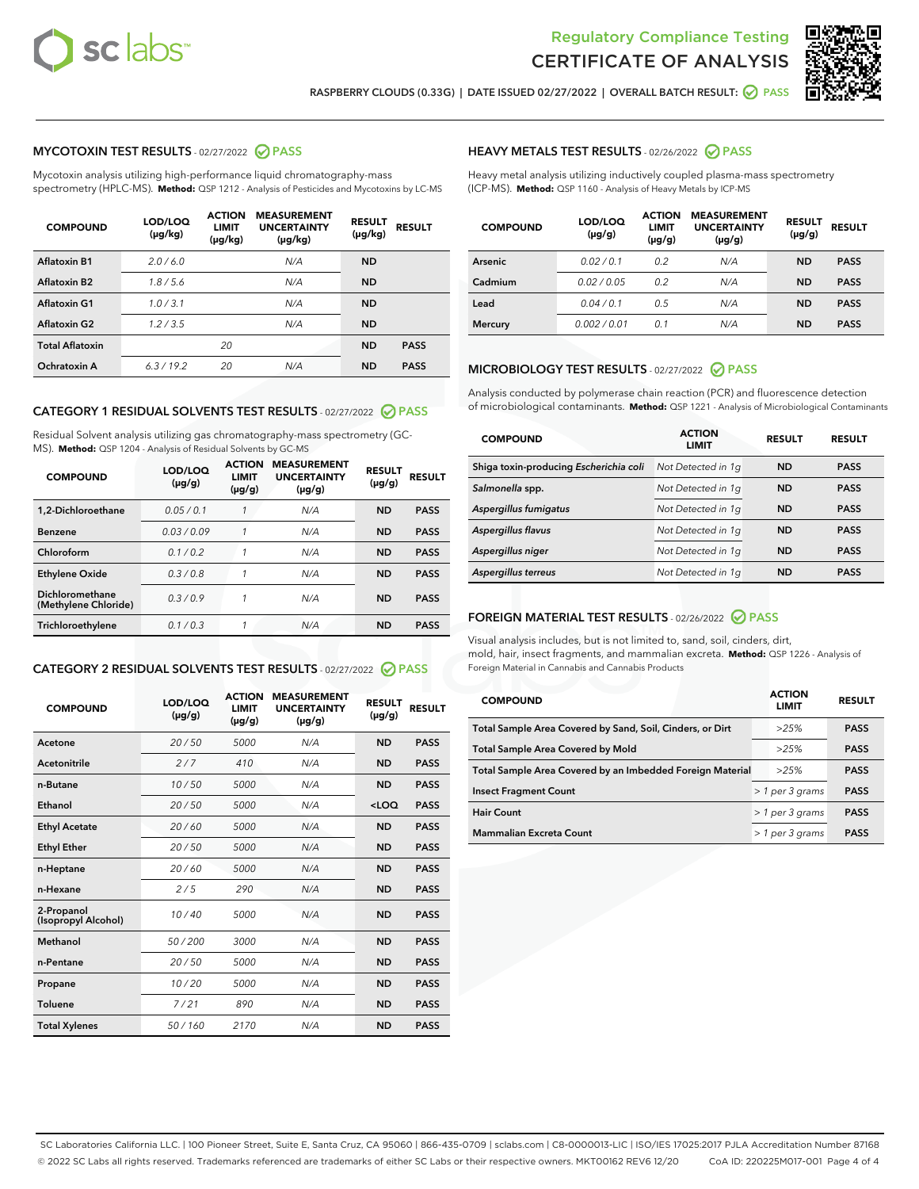Regulatory Compliance Testing

# CERTIFICATE OF ANALYSIS

RASPBERRY CLOUDS (0.33G) | DATE ISSUED 02/27/2022 | OVERALL BATCH RESULT: PASS

## MYCOTOXIN TEST RESULTS - 02/27/2022 PASS

Mycotoxin analysis utilizing high-performance liquid chromatography-mass spectrometry (HPLC-MS). **Method:** QSP 1212 - Analysis of Pesticides and Mycotoxins by LC-MS

| COMPOUND | LOD/LOQ (μg/kg) | ACTION LIMIT (μg/kg) | MEASUREMENT UNCERTAINTY (μg/kg) | RESULT (μg/kg) | RESULT |
|---|---|---|---|---|---|
| Aflatoxin B1 | 2.0 / 6.0 | | N/A | ND | |
| Aflatoxin B2 | 1.8 / 5.6 | | N/A | ND | |
| Aflatoxin G1 | 1.0 / 3.1 | | N/A | ND | |
| Aflatoxin G2 | 1.2 / 3.5 | | N/A | ND | |
| Total Aflatoxin | | 20 | | ND | PASS |
| Ochratoxin A | 6.3 / 19.2 | 20 | N/A | ND | PASS |

## CATEGORY 1 RESIDUAL SOLVENTS TEST RESULTS - 02/27/2022 PASS

Residual Solvent analysis utilizing gas chromatography-mass spectrometry (GC-MS). **Method:** QSP 1204 - Analysis of Residual Solvents by GC-MS

| COMPOUND | LOD/LOQ (μg/g) | ACTION LIMIT (μg/g) | MEASUREMENT UNCERTAINTY (μg/g) | RESULT (μg/g) | RESULT |
|---|---|---|---|---|---|
| 1,2-Dichloroethane | 0.05 / 0.1 | 1 | N/A | ND | PASS |
| Benzene | 0.03 / 0.09 | 1 | N/A | ND | PASS |
| Chloroform | 0.1 / 0.2 | 1 | N/A | ND | PASS |
| Ethylene Oxide | 0.3 / 0.8 | 1 | N/A | ND | PASS |
| Dichloromethane (Methylene Chloride) | 0.3 / 0.9 | 1 | N/A | ND | PASS |
| Trichloroethylene | 0.1 / 0.3 | 1 | N/A | ND | PASS |

## CATEGORY 2 RESIDUAL SOLVENTS TEST RESULTS - 02/27/2022 PASS

| COMPOUND | LOD/LOQ (μg/g) | ACTION LIMIT (μg/g) | MEASUREMENT UNCERTAINTY (μg/g) | RESULT (μg/g) | RESULT |
|---|---|---|---|---|---|
| Acetone | 20 / 50 | 5000 | N/A | ND | PASS |
| Acetonitrile | 2 / 7 | 410 | N/A | ND | PASS |
| n-Butane | 10 / 50 | 5000 | N/A | ND | PASS |
| Ethanol | 20 / 50 | 5000 | N/A | <LOQ | PASS |
| Ethyl Acetate | 20 / 60 | 5000 | N/A | ND | PASS |
| Ethyl Ether | 20 / 50 | 5000 | N/A | ND | PASS |
| n-Heptane | 20 / 60 | 5000 | N/A | ND | PASS |
| n-Hexane | 2 / 5 | 290 | N/A | ND | PASS |
| 2-Propanol (Isopropyl Alcohol) | 10 / 40 | 5000 | N/A | ND | PASS |
| Methanol | 50 / 200 | 3000 | N/A | ND | PASS |
| n-Pentane | 20 / 50 | 5000 | N/A | ND | PASS |
| Propane | 10 / 20 | 5000 | N/A | ND | PASS |
| Toluene | 7 / 21 | 890 | N/A | ND | PASS |
| Total Xylenes | 50 / 160 | 2170 | N/A | ND | PASS |

## HEAVY METALS TEST RESULTS - 02/26/2022 PASS

Heavy metal analysis utilizing inductively coupled plasma-mass spectrometry (ICP-MS). **Method:** QSP 1160 - Analysis of Heavy Metals by ICP-MS

| COMPOUND | LOD/LOQ (μg/g) | ACTION LIMIT (μg/g) | MEASUREMENT UNCERTAINTY (μg/g) | RESULT (μg/g) | RESULT |
|---|---|---|---|---|---|
| Arsenic | 0.02 / 0.1 | 0.2 | N/A | ND | PASS |
| Cadmium | 0.02 / 0.05 | 0.2 | N/A | ND | PASS |
| Lead | 0.04 / 0.1 | 0.5 | N/A | ND | PASS |
| Mercury | 0.002 / 0.01 | 0.1 | N/A | ND | PASS |

## MICROBIOLOGY TEST RESULTS - 02/27/2022 PASS

Analysis conducted by polymerase chain reaction (PCR) and fluorescence detection of microbiological contaminants. **Method:** QSP 1221 - Analysis of Microbiological Contaminants

| COMPOUND | ACTION LIMIT | RESULT | RESULT |
|---|---|---|---|
| Shiga toxin-producing *Escherichia coli* | Not Detected in 1g | ND | PASS |
| *Salmonella* spp. | Not Detected in 1g | ND | PASS |
| *Aspergillus fumigatus* | Not Detected in 1g | ND | PASS |
| *Aspergillus flavus* | Not Detected in 1g | ND | PASS |
| *Aspergillus niger* | Not Detected in 1g | ND | PASS |
| *Aspergillus terreus* | Not Detected in 1g | ND | PASS |

## FOREIGN MATERIAL TEST RESULTS - 02/26/2022 PASS

Visual analysis includes, but is not limited to, sand, soil, cinders, dirt, mold, hair, insect fragments, and mammalian excreta. **Method:** QSP 1226 - Analysis of Foreign Material in Cannabis and Cannabis Products

| COMPOUND | ACTION LIMIT | RESULT |
|---|---|---|
| Total Sample Area Covered by Sand, Soil, Cinders, or Dirt | >25% | PASS |
| Total Sample Area Covered by Mold | >25% | PASS |
| Total Sample Area Covered by an Imbedded Foreign Material | >25% | PASS |
| Insect Fragment Count | > 1 per 3 grams | PASS |
| Hair Count | > 1 per 3 grams | PASS |
| Mammalian Excreta Count | > 1 per 3 grams | PASS |

SC Laboratories California LLC. | 100 Pioneer Street, Suite E, Santa Cruz, CA 95060 | 866-435-0709 | sclabs.com | C8-0000013-LIC | ISO/IES 17025:2017 PJLA Accreditation Number 87168
© 2022 SC Labs all rights reserved. Trademarks referenced are trademarks of either SC Labs or their respective owners. MKT00162 REV6 12/20 CoA ID: 220225M017-001